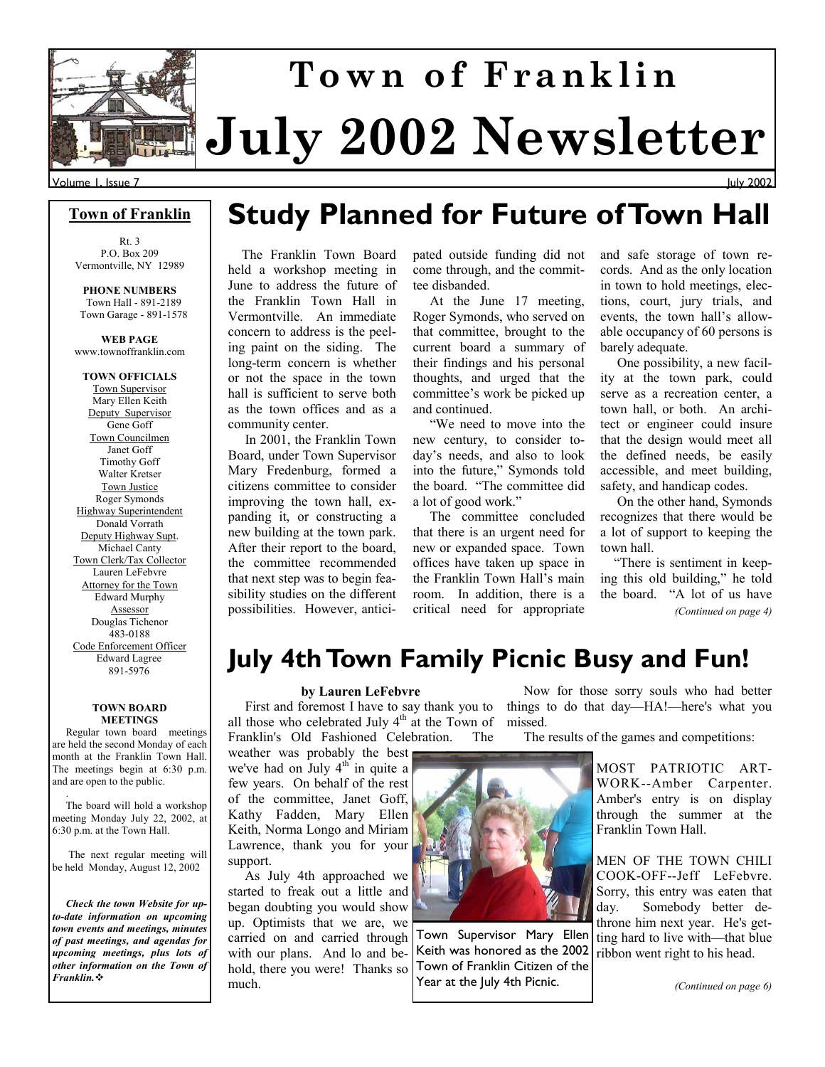# Town of Franklin July 2002 Newsletter

Volume 1, Issue 7 — July 2002

**Town of Franklin**

Rt. 3
P.O. Box 209
Vermontville, NY 12989

**PHONE NUMBERS**
Town Hall - 891-2189
Town Garage - 891-1578

**WEB PAGE**
www.townoffranklin.com

**TOWN OFFICIALS**

Town Supervisor
Mary Ellen Keith

Deputy Supervisor
Gene Goff

Town Councilmen
Janet Goff
Timothy Goff
Walter Kretser

Town Justice
Roger Symonds

Highway Superintendent
Donald Vorrath

Deputy Highway Supt.
Michael Canty

Town Clerk/Tax Collector
Lauren LeFebvre

Attorney for the Town
Edward Murphy

Assessor
Douglas Tichenor
483-0188

Code Enforcement Officer
Edward Lagree
891-5976

**TOWN BOARD MEETINGS**

Regular town board meetings are held the second Monday of each month at the Franklin Town Hall. The meetings begin at 6:30 p.m. and are open to the public.

The board will hold a workshop meeting Monday July 22, 2002, at 6:30 p.m. at the Town Hall.

The next regular meeting will be held Monday, August 12, 2002

***Check the town Website for up-to-date information on upcoming town events and meetings, minutes of past meetings, and agendas for upcoming meetings, plus lots of other information on the Town of Franklin.*** ❖

## Study Planned for Future of Town Hall

The Franklin Town Board held a workshop meeting in June to address the future of the Franklin Town Hall in Vermontville. An immediate concern to address is the peeling paint on the siding. The long-term concern is whether or not the space in the town hall is sufficient to serve both as the town offices and as a community center.

In 2001, the Franklin Town Board, under Town Supervisor Mary Fredenburg, formed a citizens committee to consider improving the town hall, expanding it, or constructing a new building at the town park. After their report to the board, the committee recommended that next step was to begin feasibility studies on the different possibilities. However, anticipated outside funding did not come through, and the committee disbanded.

At the June 17 meeting, Roger Symonds, who served on that committee, brought to the current board a summary of their findings and his personal thoughts, and urged that the committee's work be picked up and continued.

"We need to move into the new century, to consider today's needs, and also to look into the future," Symonds told the board. "The committee did a lot of good work."

The committee concluded that there is an urgent need for new or expanded space. Town offices have taken up space in the Franklin Town Hall's main room. In addition, there is a critical need for appropriate and safe storage of town records. And as the only location in town to hold meetings, elections, court, jury trials, and events, the town hall's allowable occupancy of 60 persons is barely adequate.

One possibility, a new facility at the town park, could serve as a recreation center, a town hall, or both. An architect or engineer could insure that the design would meet all the defined needs, be easily accessible, and meet building, safety, and handicap codes.

On the other hand, Symonds recognizes that there would be a lot of support to keeping the town hall.

"There is sentiment in keeping this old building," he told the board. "A lot of us have

*(Continued on page 4)*

## July 4th Town Family Picnic Busy and Fun!

**by Lauren LeFebvre**

First and foremost I have to say thank you to all those who celebrated July 4th at the Town of Franklin's Old Fashioned Celebration. The weather was probably the best we've had on July 4th in quite a few years. On behalf of the rest of the committee, Janet Goff, Kathy Fadden, Mary Ellen Keith, Norma Longo and Miriam Lawrence, thank you for your support.

As July 4th approached we started to freak out a little and began doubting you would show up. Optimists that we are, we carried on and carried through with our plans. And lo and behold, there you were! Thanks so much.

Town Supervisor Mary Ellen Keith was honored as the 2002 Town of Franklin Citizen of the Year at the July 4th Picnic.

Now for those sorry souls who had better things to do that day—HA!—here's what you missed.

The results of the games and competitions:

MOST PATRIOTIC ARTWORK--Amber Carpenter. Amber's entry is on display through the summer at the Franklin Town Hall.

MEN OF THE TOWN CHILI COOK-OFF--Jeff LeFebvre. Sorry, this entry was eaten that day. Somebody better dethrone him next year. He's getting hard to live with—that blue ribbon went right to his head.

*(Continued on page 6)*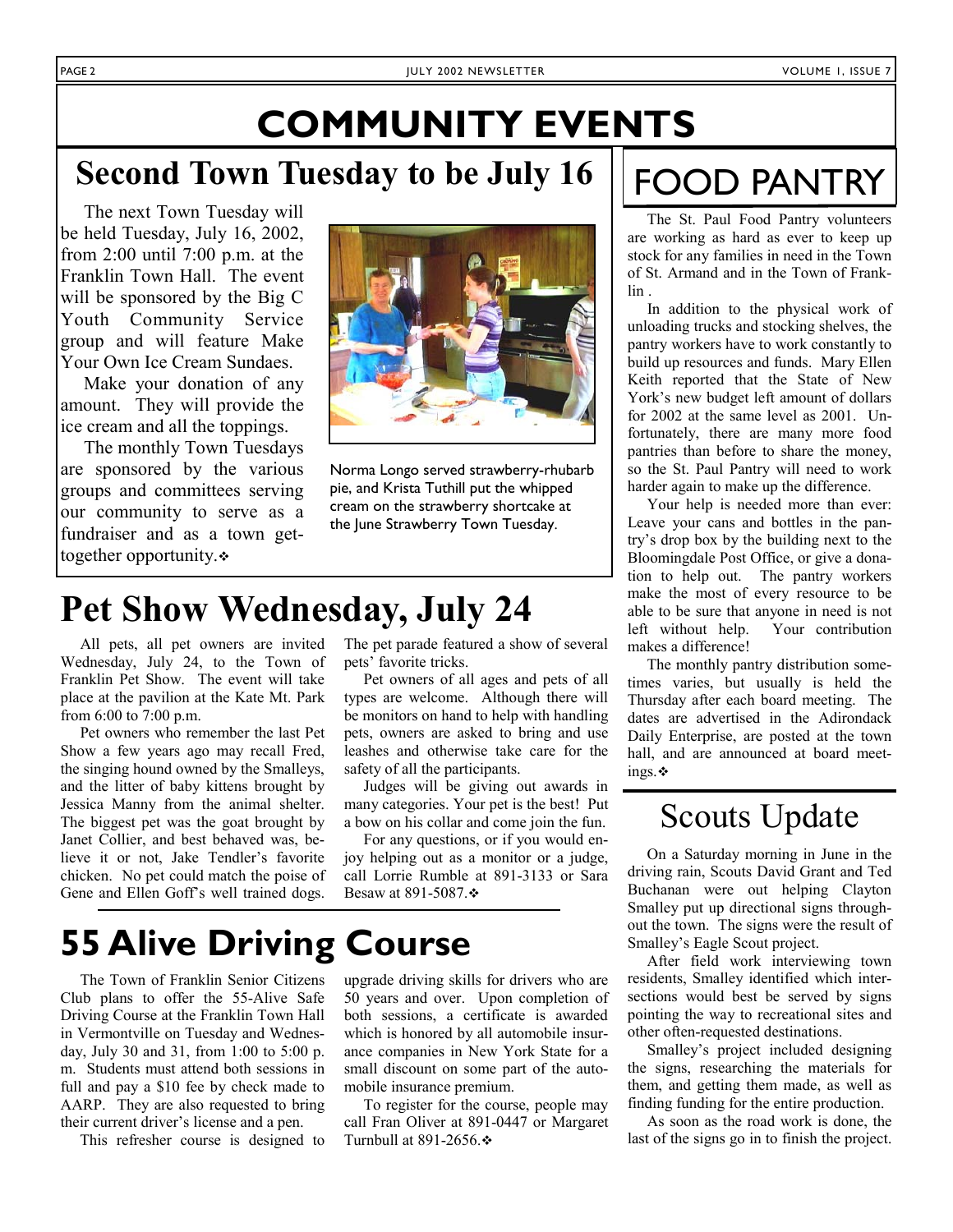# COMMUNITY EVENTS

## Second Town Tuesday to be July 16

The next Town Tuesday will be held Tuesday, July 16, 2002, from 2:00 until 7:00 p.m. at the Franklin Town Hall. The event will be sponsored by the Big C Youth Community Service group and will feature Make Your Own Ice Cream Sundaes.

Make your donation of any amount. They will provide the ice cream and all the toppings.

The monthly Town Tuesdays are sponsored by the various groups and committees serving our community to serve as a fundraiser and as a town get-together opportunity.❖

Norma Longo served strawberry-rhubarb pie, and Krista Tuthill put the whipped cream on the strawberry shortcake at the June Strawberry Town Tuesday.

## Pet Show Wednesday, July 24

All pets, all pet owners are invited Wednesday, July 24, to the Town of Franklin Pet Show. The event will take place at the pavilion at the Kate Mt. Park from 6:00 to 7:00 p.m.

Pet owners who remember the last Pet Show a few years ago may recall Fred, the singing hound owned by the Smalleys, and the litter of baby kittens brought by Jessica Manny from the animal shelter. The biggest pet was the goat brought by Janet Collier, and best behaved was, believe it or not, Jake Tendler's favorite chicken. No pet could match the poise of Gene and Ellen Goff's well trained dogs. The pet parade featured a show of several pets' favorite tricks.

Pet owners of all ages and pets of all types are welcome. Although there will be monitors on hand to help with handling pets, owners are asked to bring and use leashes and otherwise take care for the safety of all the participants.

Judges will be giving out awards in many categories. Your pet is the best! Put a bow on his collar and come join the fun.

For any questions, or if you would enjoy helping out as a monitor or a judge, call Lorrie Rumble at 891-3133 or Sara Besaw at 891-5087.❖

## 55 Alive Driving Course

The Town of Franklin Senior Citizens Club plans to offer the 55-Alive Safe Driving Course at the Franklin Town Hall in Vermontville on Tuesday and Wednesday, July 30 and 31, from 1:00 to 5:00 p.m. Students must attend both sessions in full and pay a $10 fee by check made to AARP. They are also requested to bring their current driver's license and a pen.

This refresher course is designed to upgrade driving skills for drivers who are 50 years and over. Upon completion of both sessions, a certificate is awarded which is honored by all automobile insurance companies in New York State for a small discount on some part of the automobile insurance premium.

To register for the course, people may call Fran Oliver at 891-0447 or Margaret Turnbull at 891-2656.❖

## FOOD PANTRY

The St. Paul Food Pantry volunteers are working as hard as ever to keep up stock for any families in need in the Town of St. Armand and in the Town of Franklin .

In addition to the physical work of unloading trucks and stocking shelves, the pantry workers have to work constantly to build up resources and funds. Mary Ellen Keith reported that the State of New York's new budget left amount of dollars for 2002 at the same level as 2001. Unfortunately, there are many more food pantries than before to share the money, so the St. Paul Pantry will need to work harder again to make up the difference.

Your help is needed more than ever: Leave your cans and bottles in the pantry's drop box by the building next to the Bloomingdale Post Office, or give a donation to help out. The pantry workers make the most of every resource to be able to be sure that anyone in need is not left without help. Your contribution makes a difference!

The monthly pantry distribution sometimes varies, but usually is held the Thursday after each board meeting. The dates are advertised in the Adirondack Daily Enterprise, are posted at the town hall, and are announced at board meetings.❖

## Scouts Update

On a Saturday morning in June in the driving rain, Scouts David Grant and Ted Buchanan were out helping Clayton Smalley put up directional signs throughout the town. The signs were the result of Smalley's Eagle Scout project.

After field work interviewing town residents, Smalley identified which intersections would best be served by signs pointing the way to recreational sites and other often-requested destinations.

Smalley's project included designing the signs, researching the materials for them, and getting them made, as well as finding funding for the entire production.

As soon as the road work is done, the last of the signs go in to finish the project.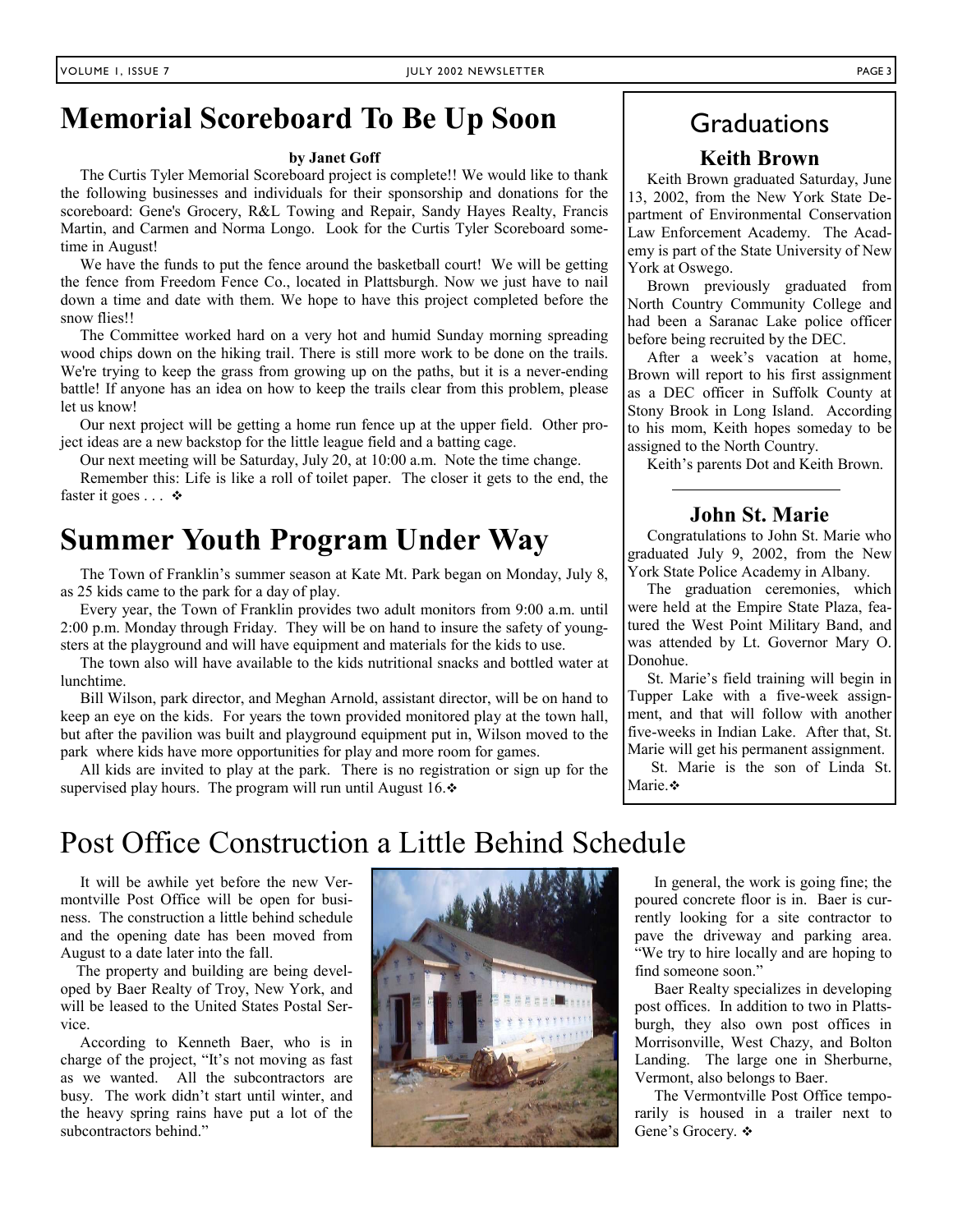# Memorial Scoreboard To Be Up Soon

**by Janet Goff**

The Curtis Tyler Memorial Scoreboard project is complete!! We would like to thank the following businesses and individuals for their sponsorship and donations for the scoreboard: Gene's Grocery, R&L Towing and Repair, Sandy Hayes Realty, Francis Martin, and Carmen and Norma Longo. Look for the Curtis Tyler Scoreboard sometime in August!

We have the funds to put the fence around the basketball court! We will be getting the fence from Freedom Fence Co., located in Plattsburgh. Now we just have to nail down a time and date with them. We hope to have this project completed before the snow flies!!

The Committee worked hard on a very hot and humid Sunday morning spreading wood chips down on the hiking trail. There is still more work to be done on the trails. We're trying to keep the grass from growing up on the paths, but it is a never-ending battle! If anyone has an idea on how to keep the trails clear from this problem, please let us know!

Our next project will be getting a home run fence up at the upper field. Other project ideas are a new backstop for the little league field and a batting cage.

Our next meeting will be Saturday, July 20, at 10:00 a.m. Note the time change.

Remember this: Life is like a roll of toilet paper. The closer it gets to the end, the faster it goes . . . ❖

# Summer Youth Program Under Way

The Town of Franklin's summer season at Kate Mt. Park began on Monday, July 8, as 25 kids came to the park for a day of play.

Every year, the Town of Franklin provides two adult monitors from 9:00 a.m. until 2:00 p.m. Monday through Friday. They will be on hand to insure the safety of youngsters at the playground and will have equipment and materials for the kids to use.

The town also will have available to the kids nutritional snacks and bottled water at lunchtime.

Bill Wilson, park director, and Meghan Arnold, assistant director, will be on hand to keep an eye on the kids. For years the town provided monitored play at the town hall, but after the pavilion was built and playground equipment put in, Wilson moved to the park where kids have more opportunities for play and more room for games.

All kids are invited to play at the park. There is no registration or sign up for the supervised play hours. The program will run until August 16.❖

## Graduations

### Keith Brown

Keith Brown graduated Saturday, June 13, 2002, from the New York State Department of Environmental Conservation Law Enforcement Academy. The Academy is part of the State University of New York at Oswego.

Brown previously graduated from North Country Community College and had been a Saranac Lake police officer before being recruited by the DEC.

After a week's vacation at home, Brown will report to his first assignment as a DEC officer in Suffolk County at Stony Brook in Long Island. According to his mom, Keith hopes someday to be assigned to the North Country.

Keith's parents Dot and Keith Brown.

### John St. Marie

Congratulations to John St. Marie who graduated July 9, 2002, from the New York State Police Academy in Albany.

The graduation ceremonies, which were held at the Empire State Plaza, featured the West Point Military Band, and was attended by Lt. Governor Mary O. Donohue.

St. Marie's field training will begin in Tupper Lake with a five-week assignment, and that will follow with another five-weeks in Indian Lake. After that, St. Marie will get his permanent assignment.

St. Marie is the son of Linda St. Marie.❖

# Post Office Construction a Little Behind Schedule

It will be awhile yet before the new Vermontville Post Office will be open for business. The construction a little behind schedule and the opening date has been moved from August to a date later into the fall.

The property and building are being developed by Baer Realty of Troy, New York, and will be leased to the United States Postal Service.

According to Kenneth Baer, who is in charge of the project, "It's not moving as fast as we wanted. All the subcontractors are busy. The work didn't start until winter, and the heavy spring rains have put a lot of the subcontractors behind."

In general, the work is going fine; the poured concrete floor is in. Baer is currently looking for a site contractor to pave the driveway and parking area. "We try to hire locally and are hoping to find someone soon."

Baer Realty specializes in developing post offices. In addition to two in Plattsburgh, they also own post offices in Morrisonville, West Chazy, and Bolton Landing. The large one in Sherburne, Vermont, also belongs to Baer.

The Vermontville Post Office temporarily is housed in a trailer next to Gene's Grocery. ❖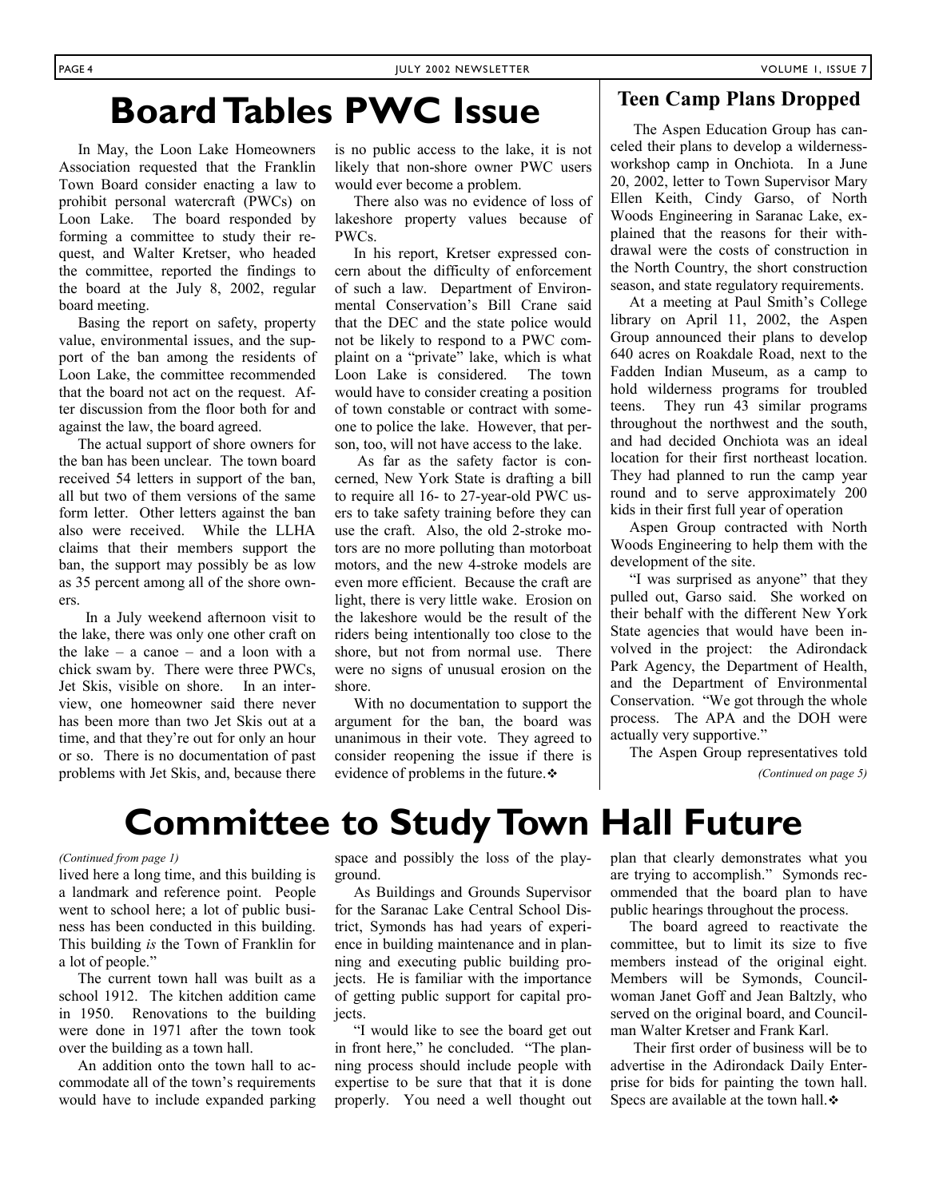# Board Tables PWC Issue

In May, the Loon Lake Homeowners Association requested that the Franklin Town Board consider enacting a law to prohibit personal watercraft (PWCs) on Loon Lake. The board responded by forming a committee to study their request, and Walter Kretser, who headed the committee, reported the findings to the board at the July 8, 2002, regular board meeting.

Basing the report on safety, property value, environmental issues, and the support of the ban among the residents of Loon Lake, the committee recommended that the board not act on the request. After discussion from the floor both for and against the law, the board agreed.

The actual support of shore owners for the ban has been unclear. The town board received 54 letters in support of the ban, all but two of them versions of the same form letter. Other letters against the ban also were received. While the LLHA claims that their members support the ban, the support may possibly be as low as 35 percent among all of the shore owners.

In a July weekend afternoon visit to the lake, there was only one other craft on the lake – a canoe – and a loon with a chick swam by. There were three PWCs, Jet Skis, visible on shore. In an interview, one homeowner said there never has been more than two Jet Skis out at a time, and that they're out for only an hour or so. There is no documentation of past problems with Jet Skis, and, because there is no public access to the lake, it is not likely that non-shore owner PWC users would ever become a problem.

There also was no evidence of loss of lakeshore property values because of PWCs.

In his report, Kretser expressed concern about the difficulty of enforcement of such a law. Department of Environmental Conservation's Bill Crane said that the DEC and the state police would not be likely to respond to a PWC complaint on a "private" lake, which is what Loon Lake is considered. The town would have to consider creating a position of town constable or contract with someone to police the lake. However, that person, too, will not have access to the lake.

As far as the safety factor is concerned, New York State is drafting a bill to require all 16- to 27-year-old PWC users to take safety training before they can use the craft. Also, the old 2-stroke motors are no more polluting than motorboat motors, and the new 4-stroke models are even more efficient. Because the craft are light, there is very little wake. Erosion on the lakeshore would be the result of the riders being intentionally too close to the shore, but not from normal use. There were no signs of unusual erosion on the shore.

With no documentation to support the argument for the ban, the board was unanimous in their vote. They agreed to consider reopening the issue if there is evidence of problems in the future.❖

## Teen Camp Plans Dropped

The Aspen Education Group has canceled their plans to develop a wilderness-workshop camp in Onchiota. In a June 20, 2002, letter to Town Supervisor Mary Ellen Keith, Cindy Garso, of North Woods Engineering in Saranac Lake, explained that the reasons for their withdrawal were the costs of construction in the North Country, the short construction season, and state regulatory requirements.

At a meeting at Paul Smith's College library on April 11, 2002, the Aspen Group announced their plans to develop 640 acres on Roakdale Road, next to the Fadden Indian Museum, as a camp to hold wilderness programs for troubled teens. They run 43 similar programs throughout the northwest and the south, and had decided Onchiota was an ideal location for their first northeast location. They had planned to run the camp year round and to serve approximately 200 kids in their first full year of operation

Aspen Group contracted with North Woods Engineering to help them with the development of the site.

"I was surprised as anyone" that they pulled out, Garso said. She worked on their behalf with the different New York State agencies that would have been involved in the project: the Adirondack Park Agency, the Department of Health, and the Department of Environmental Conservation. "We got through the whole process. The APA and the DOH were actually very supportive."

The Aspen Group representatives told

*(Continued on page 5)*

# Committee to Study Town Hall Future

*(Continued from page 1)*

lived here a long time, and this building is a landmark and reference point. People went to school here; a lot of public business has been conducted in this building. This building *is* the Town of Franklin for a lot of people."

The current town hall was built as a school 1912. The kitchen addition came in 1950. Renovations to the building were done in 1971 after the town took over the building as a town hall.

An addition onto the town hall to accommodate all of the town's requirements would have to include expanded parking space and possibly the loss of the playground.

As Buildings and Grounds Supervisor for the Saranac Lake Central School District, Symonds has had years of experience in building maintenance and in planning and executing public building projects. He is familiar with the importance of getting public support for capital projects.

"I would like to see the board get out in front here," he concluded. "The planning process should include people with expertise to be sure that that it is done properly. You need a well thought out plan that clearly demonstrates what you are trying to accomplish." Symonds recommended that the board plan to have public hearings throughout the process.

The board agreed to reactivate the committee, but to limit its size to five members instead of the original eight. Members will be Symonds, Councilwoman Janet Goff and Jean Baltzly, who served on the original board, and Councilman Walter Kretser and Frank Karl.

Their first order of business will be to advertise in the Adirondack Daily Enterprise for bids for painting the town hall. Specs are available at the town hall.❖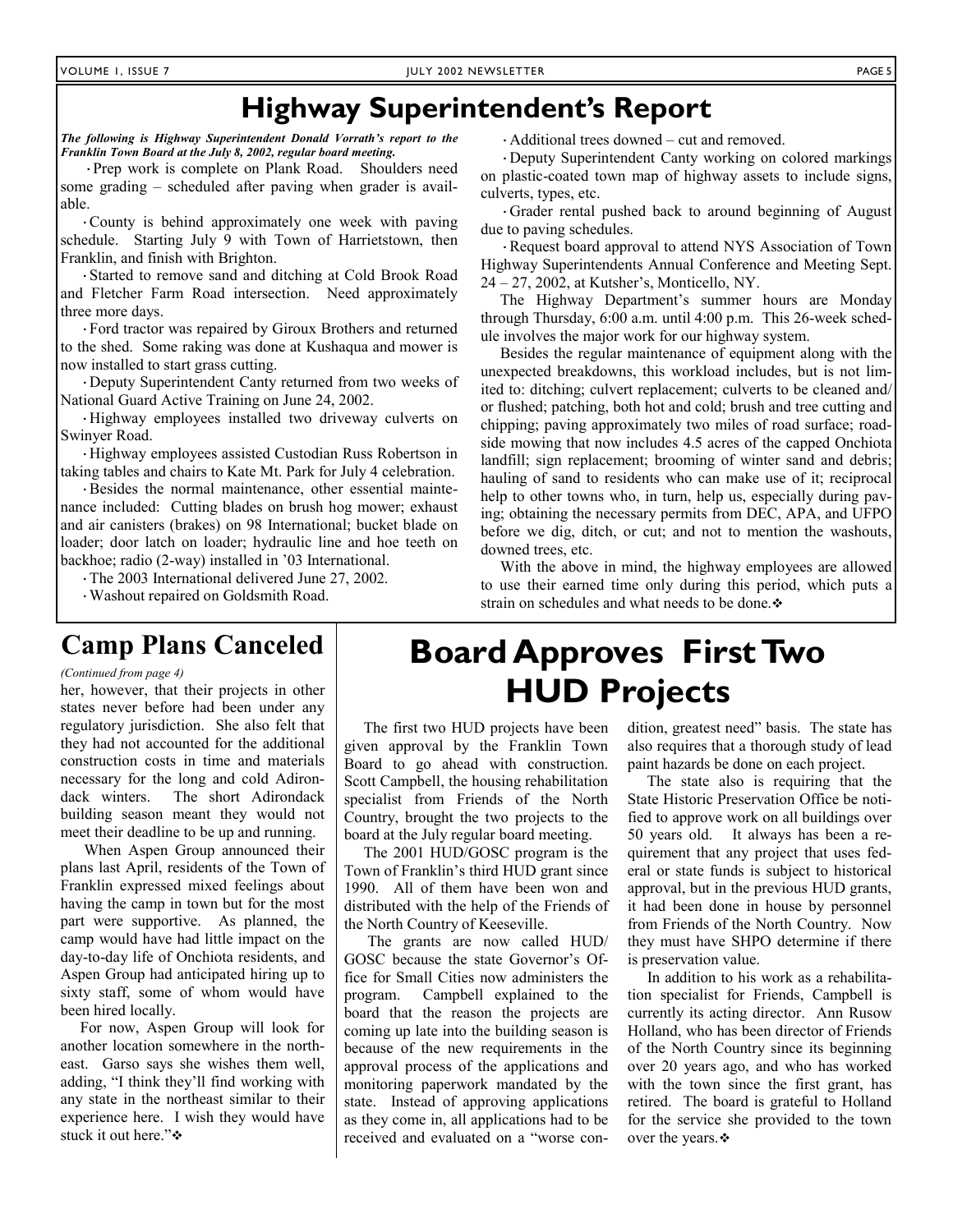# Highway Superintendent's Report

***The following is Highway Superintendent Donald Vorrath's report to the Franklin Town Board at the July 8, 2002, regular board meeting.***

- Prep work is complete on Plank Road. Shoulders need some grading – scheduled after paving when grader is available.
- County is behind approximately one week with paving schedule. Starting July 9 with Town of Harrietstown, then Franklin, and finish with Brighton.
- Started to remove sand and ditching at Cold Brook Road and Fletcher Farm Road intersection. Need approximately three more days.
- Ford tractor was repaired by Giroux Brothers and returned to the shed. Some raking was done at Kushaqua and mower is now installed to start grass cutting.
- Deputy Superintendent Canty returned from two weeks of National Guard Active Training on June 24, 2002.
- Highway employees installed two driveway culverts on Swinyer Road.
- Highway employees assisted Custodian Russ Robertson in taking tables and chairs to Kate Mt. Park for July 4 celebration.
- Besides the normal maintenance, other essential maintenance included: Cutting blades on brush hog mower; exhaust and air canisters (brakes) on 98 International; bucket blade on loader; door latch on loader; hydraulic line and hoe teeth on backhoe; radio (2-way) installed in '03 International.
- The 2003 International delivered June 27, 2002.
- Washout repaired on Goldsmith Road.
- Additional trees downed – cut and removed.
- Deputy Superintendent Canty working on colored markings on plastic-coated town map of highway assets to include signs, culverts, types, etc.
- Grader rental pushed back to around beginning of August due to paving schedules.
- Request board approval to attend NYS Association of Town Highway Superintendents Annual Conference and Meeting Sept. 24 – 27, 2002, at Kutsher's, Monticello, NY.

The Highway Department's summer hours are Monday through Thursday, 6:00 a.m. until 4:00 p.m. This 26-week schedule involves the major work for our highway system.

Besides the regular maintenance of equipment along with the unexpected breakdowns, this workload includes, but is not limited to: ditching; culvert replacement; culverts to be cleaned and/or flushed; patching, both hot and cold; brush and tree cutting and chipping; paving approximately two miles of road surface; roadside mowing that now includes 4.5 acres of the capped Onchiota landfill; sign replacement; brooming of winter sand and debris; hauling of sand to residents who can make use of it; reciprocal help to other towns who, in turn, help us, especially during paving; obtaining the necessary permits from DEC, APA, and UFPO before we dig, ditch, or cut; and not to mention the washouts, downed trees, etc.

With the above in mind, the highway employees are allowed to use their earned time only during this period, which puts a strain on schedules and what needs to be done.❖

## Camp Plans Canceled

*(Continued from page 4)*

her, however, that their projects in other states never before had been under any regulatory jurisdiction. She also felt that they had not accounted for the additional construction costs in time and materials necessary for the long and cold Adirondack winters. The short Adirondack building season meant they would not meet their deadline to be up and running.

When Aspen Group announced their plans last April, residents of the Town of Franklin expressed mixed feelings about having the camp in town but for the most part were supportive. As planned, the camp would have had little impact on the day-to-day life of Onchiota residents, and Aspen Group had anticipated hiring up to sixty staff, some of whom would have been hired locally.

For now, Aspen Group will look for another location somewhere in the northeast. Garso says she wishes them well, adding, "I think they'll find working with any state in the northeast similar to their experience here. I wish they would have stuck it out here."❖

# Board Approves First Two HUD Projects

The first two HUD projects have been given approval by the Franklin Town Board to go ahead with construction. Scott Campbell, the housing rehabilitation specialist from Friends of the North Country, brought the two projects to the board at the July regular board meeting.

The 2001 HUD/GOSC program is the Town of Franklin's third HUD grant since 1990. All of them have been won and distributed with the help of the Friends of the North Country of Keeseville.

The grants are now called HUD/GOSC because the state Governor's Office for Small Cities now administers the program. Campbell explained to the board that the reason the projects are coming up late into the building season is because of the new requirements in the approval process of the applications and monitoring paperwork mandated by the state. Instead of approving applications as they come in, all applications had to be received and evaluated on a "worse condition, greatest need" basis. The state has also requires that a thorough study of lead paint hazards be done on each project.

The state also is requiring that the State Historic Preservation Office be notified to approve work on all buildings over 50 years old. It always has been a requirement that any project that uses federal or state funds is subject to historical approval, but in the previous HUD grants, it had been done in house by personnel from Friends of the North Country. Now they must have SHPO determine if there is preservation value.

In addition to his work as a rehabilitation specialist for Friends, Campbell is currently its acting director. Ann Rusow Holland, who has been director of Friends of the North Country since its beginning over 20 years ago, and who has worked with the town since the first grant, has retired. The board is grateful to Holland for the service she provided to the town over the years.❖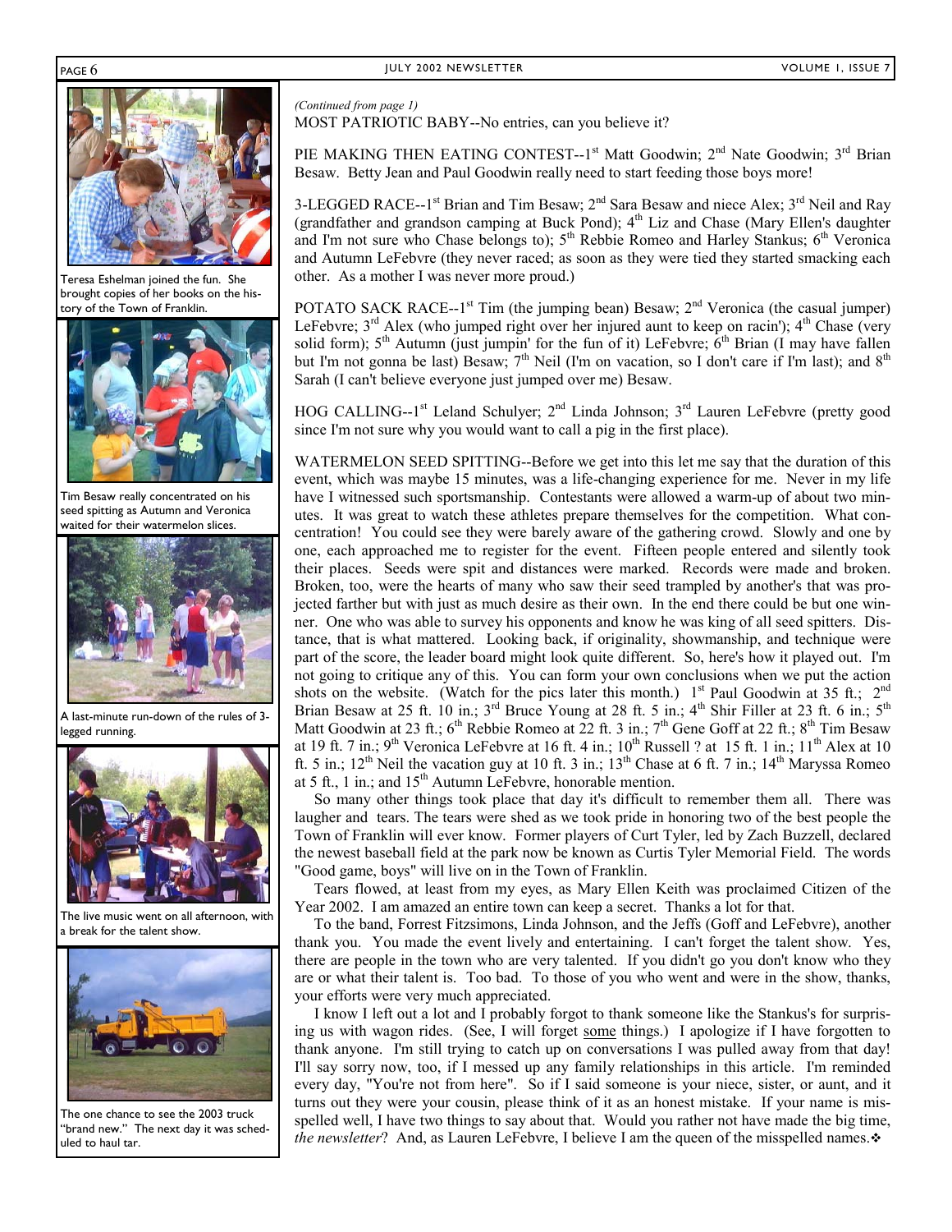*(Continued from page 1)*

MOST PATRIOTIC BABY--No entries, can you believe it?

PIE MAKING THEN EATING CONTEST--1st Matt Goodwin; 2nd Nate Goodwin; 3rd Brian Besaw. Betty Jean and Paul Goodwin really need to start feeding those boys more!

3-LEGGED RACE--1st Brian and Tim Besaw; 2nd Sara Besaw and niece Alex; 3rd Neil and Ray (grandfather and grandson camping at Buck Pond); 4th Liz and Chase (Mary Ellen's daughter and I'm not sure who Chase belongs to); 5th Rebbie Romeo and Harley Stankus; 6th Veronica and Autumn LeFebvre (they never raced; as soon as they were tied they started smacking each other. As a mother I was never more proud.)

POTATO SACK RACE--1st Tim (the jumping bean) Besaw; 2nd Veronica (the casual jumper) LeFebvre; 3rd Alex (who jumped right over her injured aunt to keep on racin'); 4th Chase (very solid form); 5th Autumn (just jumpin' for the fun of it) LeFebvre; 6th Brian (I may have fallen but I'm not gonna be last) Besaw; 7th Neil (I'm on vacation, so I don't care if I'm last); and 8th Sarah (I can't believe everyone just jumped over me) Besaw.

HOG CALLING--1st Leland Schulyer; 2nd Linda Johnson; 3rd Lauren LeFebvre (pretty good since I'm not sure why you would want to call a pig in the first place).

WATERMELON SEED SPITTING--Before we get into this let me say that the duration of this event, which was maybe 15 minutes, was a life-changing experience for me. Never in my life have I witnessed such sportsmanship. Contestants were allowed a warm-up of about two minutes. It was great to watch these athletes prepare themselves for the competition. What concentration! You could see they were barely aware of the gathering crowd. Slowly and one by one, each approached me to register for the event. Fifteen people entered and silently took their places. Seeds were spit and distances were marked. Records were made and broken. Broken, too, were the hearts of many who saw their seed trampled by another's that was projected farther but with just as much desire as their own. In the end there could be but one winner. One who was able to survey his opponents and know he was king of all seed spitters. Distance, that is what mattered. Looking back, if originality, showmanship, and technique were part of the score, the leader board might look quite different. So, here's how it played out. I'm not going to critique any of this. You can form your own conclusions when we put the action shots on the website. (Watch for the pics later this month.) 1st Paul Goodwin at 35 ft.; 2nd Brian Besaw at 25 ft. 10 in.; 3rd Bruce Young at 28 ft. 5 in.; 4th Shir Filler at 23 ft. 6 in.; 5th Matt Goodwin at 23 ft.; 6th Rebbie Romeo at 22 ft. 3 in.; 7th Gene Goff at 22 ft.; 8th Tim Besaw at 19 ft. 7 in.; 9th Veronica LeFebvre at 16 ft. 4 in.; 10th Russell ? at 15 ft. 1 in.; 11th Alex at 10 ft. 5 in.; 12th Neil the vacation guy at 10 ft. 3 in.; 13th Chase at 6 ft. 7 in.; 14th Maryssa Romeo at 5 ft., 1 in.; and 15th Autumn LeFebvre, honorable mention.

So many other things took place that day it's difficult to remember them all. There was laugher and tears. The tears were shed as we took pride in honoring two of the best people the Town of Franklin will ever know. Former players of Curt Tyler, led by Zach Buzzell, declared the newest baseball field at the park now be known as Curtis Tyler Memorial Field. The words "Good game, boys" will live on in the Town of Franklin.

Tears flowed, at least from my eyes, as Mary Ellen Keith was proclaimed Citizen of the Year 2002. I am amazed an entire town can keep a secret. Thanks a lot for that.

To the band, Forrest Fitzsimons, Linda Johnson, and the Jeffs (Goff and LeFebvre), another thank you. You made the event lively and entertaining. I can't forget the talent show. Yes, there are people in the town who are very talented. If you didn't go you don't know who they are or what their talent is. Too bad. To those of you who went and were in the show, thanks, your efforts were very much appreciated.

I know I left out a lot and I probably forgot to thank someone like the Stankus's for surprising us with wagon rides. (See, I will forget some things.) I apologize if I have forgotten to thank anyone. I'm still trying to catch up on conversations I was pulled away from that day! I'll say sorry now, too, if I messed up any family relationships in this article. I'm reminded every day, "You're not from here". So if I said someone is your niece, sister, or aunt, and it turns out they were your cousin, please think of it as an honest mistake. If your name is misspelled well, I have two things to say about that. Would you rather not have made the big time, *the newsletter*? And, as Lauren LeFebvre, I believe I am the queen of the misspelled names. ❖

Teresa Eshelman joined the fun. She brought copies of her books on the history of the Town of Franklin.

Tim Besaw really concentrated on his seed spitting as Autumn and Veronica waited for their watermelon slices.

A last-minute run-down of the rules of 3-legged running.

The live music went on all afternoon, with a break for the talent show.

The one chance to see the 2003 truck "brand new." The next day it was scheduled to haul tar.